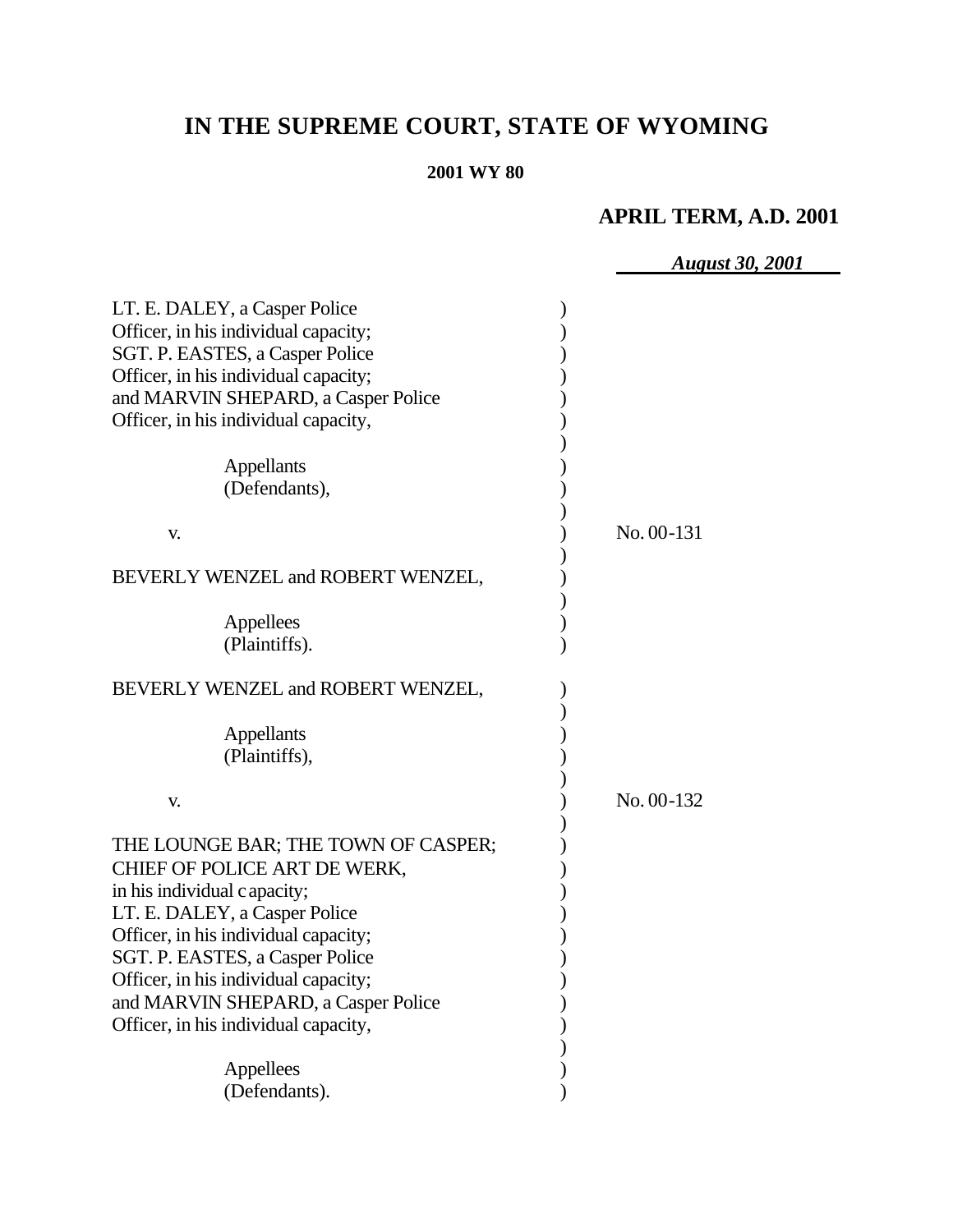# IN THE SUPREME COURT, STATE OF WYOMING

**2001 WY 80**

**APRIL TERM, A.D. 2001**

***August 30, 2001***

LT. E. DALEY, a Casper Police Officer, in his individual capacity; SGT. P. EASTES, a Casper Police Officer, in his individual capacity; and MARVIN SHEPARD, a Casper Police Officer, in his individual capacity,

Appellants (Defendants),

v.

BEVERLY WENZEL and ROBERT WENZEL,

Appellees (Plaintiffs).

No. 00-131

BEVERLY WENZEL and ROBERT WENZEL,

Appellants (Plaintiffs),

v.

THE LOUNGE BAR; THE TOWN OF CASPER; CHIEF OF POLICE ART DE WERK, in his individual capacity; LT. E. DALEY, a Casper Police Officer, in his individual capacity; SGT. P. EASTES, a Casper Police Officer, in his individual capacity; and MARVIN SHEPARD, a Casper Police Officer, in his individual capacity,

Appellees (Defendants).

No. 00-132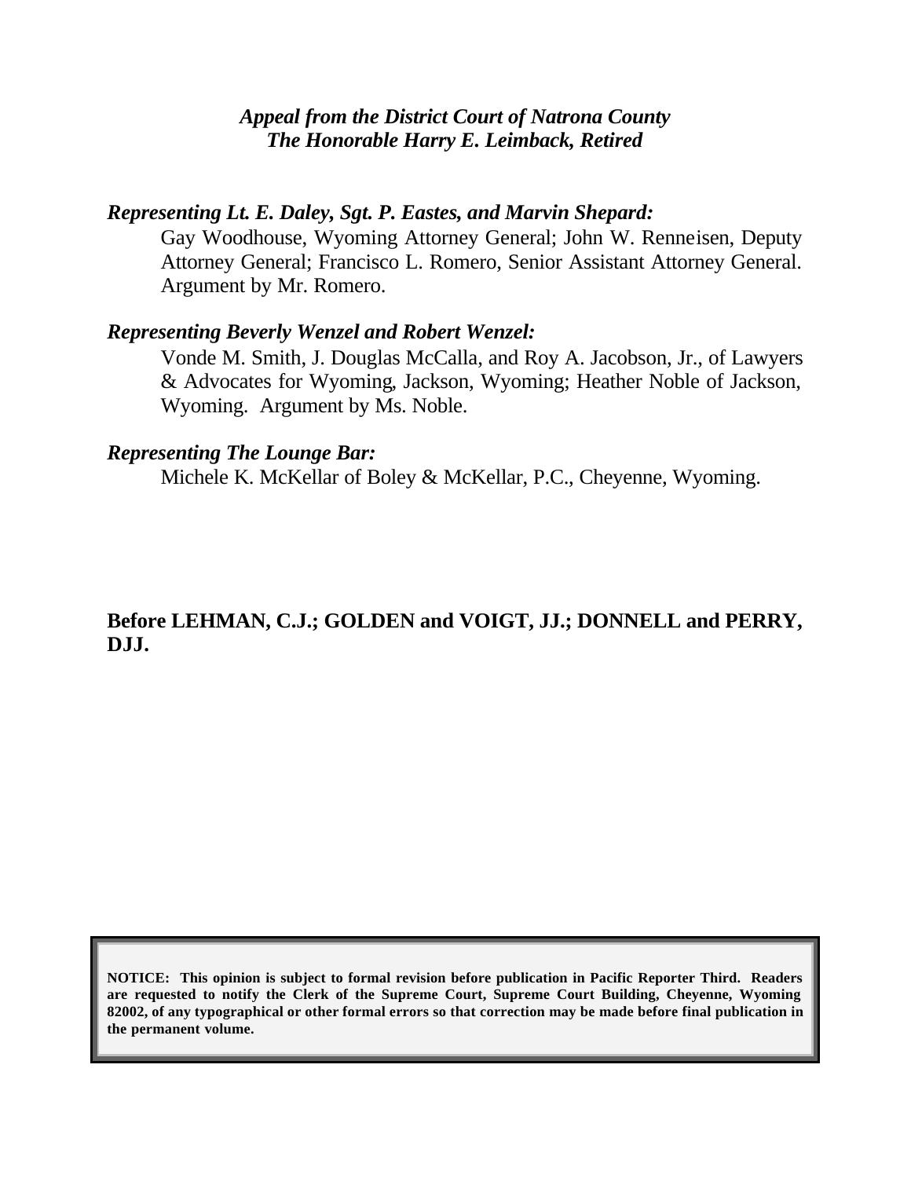*Appeal from the District Court of Natrona County*
*The Honorable Harry E. Leimback, Retired*

***Representing Lt. E. Daley, Sgt. P. Eastes, and Marvin Shepard:***

Gay Woodhouse, Wyoming Attorney General; John W. Renneisen, Deputy Attorney General; Francisco L. Romero, Senior Assistant Attorney General. Argument by Mr. Romero.

***Representing Beverly Wenzel and Robert Wenzel:***

Vonde M. Smith, J. Douglas McCalla, and Roy A. Jacobson, Jr., of Lawyers & Advocates for Wyoming, Jackson, Wyoming; Heather Noble of Jackson, Wyoming. Argument by Ms. Noble.

***Representing The Lounge Bar:***

Michele K. McKellar of Boley & McKellar, P.C., Cheyenne, Wyoming.

**Before LEHMAN, C.J.; GOLDEN and VOIGT, JJ.; DONNELL and PERRY, DJJ.**

**NOTICE: This opinion is subject to formal revision before publication in Pacific Reporter Third. Readers are requested to notify the Clerk of the Supreme Court, Supreme Court Building, Cheyenne, Wyoming 82002, of any typographical or other formal errors so that correction may be made before final publication in the permanent volume.**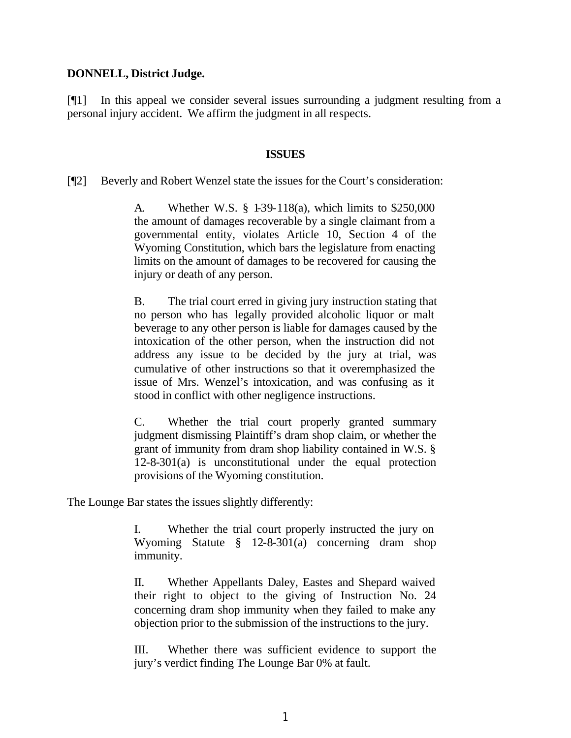**DONNELL, District Judge.**

[¶1] In this appeal we consider several issues surrounding a judgment resulting from a personal injury accident. We affirm the judgment in all respects.

## ISSUES

[¶2] Beverly and Robert Wenzel state the issues for the Court's consideration:

> A. Whether W.S. § 1-39-118(a), which limits to $250,000 the amount of damages recoverable by a single claimant from a governmental entity, violates Article 10, Section 4 of the Wyoming Constitution, which bars the legislature from enacting limits on the amount of damages to be recovered for causing the injury or death of any person.
>
> B. The trial court erred in giving jury instruction stating that no person who has legally provided alcoholic liquor or malt beverage to any other person is liable for damages caused by the intoxication of the other person, when the instruction did not address any issue to be decided by the jury at trial, was cumulative of other instructions so that it overemphasized the issue of Mrs. Wenzel's intoxication, and was confusing as it stood in conflict with other negligence instructions.
>
> C. Whether the trial court properly granted summary judgment dismissing Plaintiff's dram shop claim, or whether the grant of immunity from dram shop liability contained in W.S. § 12-8-301(a) is unconstitutional under the equal protection provisions of the Wyoming constitution.

The Lounge Bar states the issues slightly differently:

> I. Whether the trial court properly instructed the jury on Wyoming Statute § 12-8-301(a) concerning dram shop immunity.
>
> II. Whether Appellants Daley, Eastes and Shepard waived their right to object to the giving of Instruction No. 24 concerning dram shop immunity when they failed to make any objection prior to the submission of the instructions to the jury.
>
> III. Whether there was sufficient evidence to support the jury's verdict finding The Lounge Bar 0% at fault.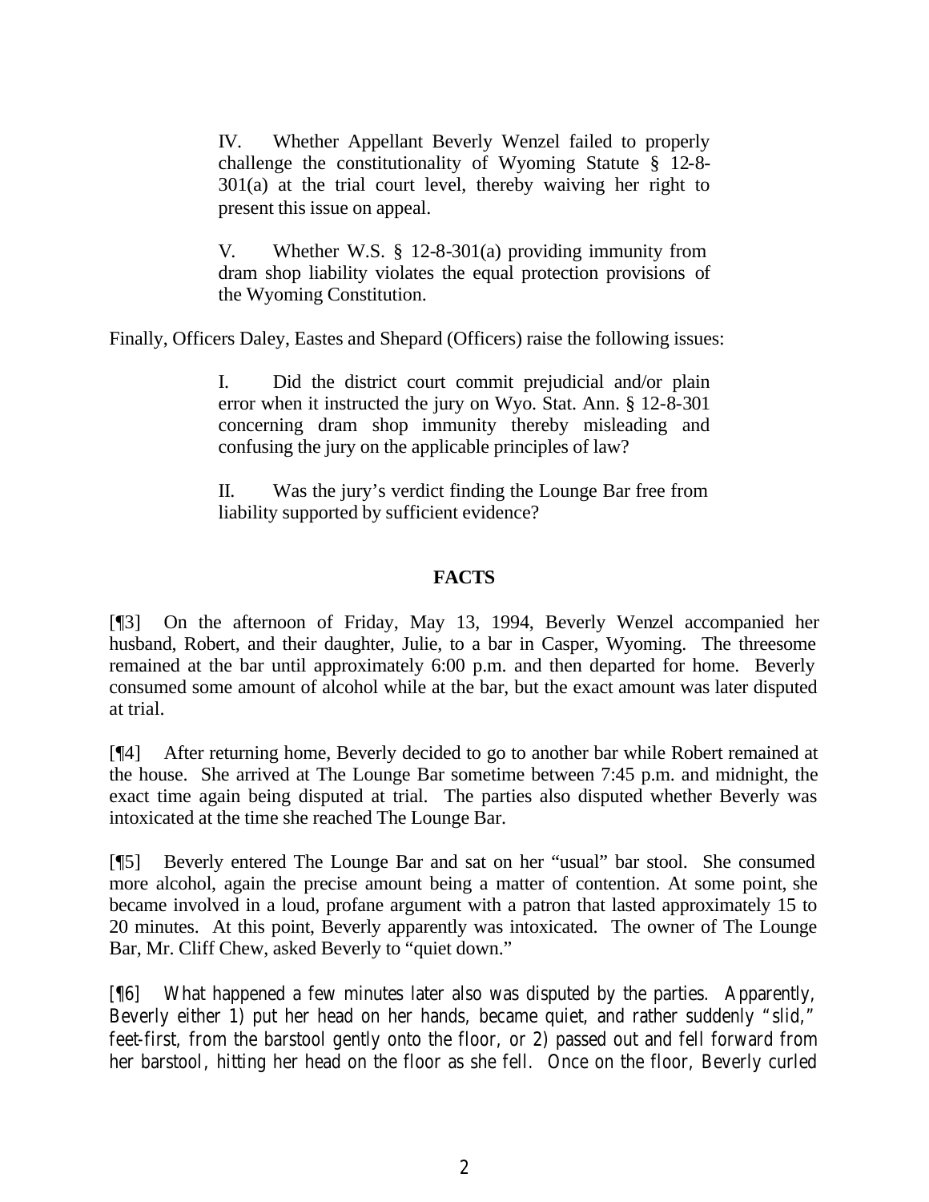> IV. Whether Appellant Beverly Wenzel failed to properly challenge the constitutionality of Wyoming Statute § 12-8-301(a) at the trial court level, thereby waiving her right to present this issue on appeal.
>
> V. Whether W.S. § 12-8-301(a) providing immunity from dram shop liability violates the equal protection provisions of the Wyoming Constitution.

Finally, Officers Daley, Eastes and Shepard (Officers) raise the following issues:

> I. Did the district court commit prejudicial and/or plain error when it instructed the jury on Wyo. Stat. Ann. § 12-8-301 concerning dram shop immunity thereby misleading and confusing the jury on the applicable principles of law?
>
> II. Was the jury's verdict finding the Lounge Bar free from liability supported by sufficient evidence?

## FACTS

[¶3] On the afternoon of Friday, May 13, 1994, Beverly Wenzel accompanied her husband, Robert, and their daughter, Julie, to a bar in Casper, Wyoming. The threesome remained at the bar until approximately 6:00 p.m. and then departed for home. Beverly consumed some amount of alcohol while at the bar, but the exact amount was later disputed at trial.

[¶4] After returning home, Beverly decided to go to another bar while Robert remained at the house. She arrived at The Lounge Bar sometime between 7:45 p.m. and midnight, the exact time again being disputed at trial. The parties also disputed whether Beverly was intoxicated at the time she reached The Lounge Bar.

[¶5] Beverly entered The Lounge Bar and sat on her "usual" bar stool. She consumed more alcohol, again the precise amount being a matter of contention. At some point, she became involved in a loud, profane argument with a patron that lasted approximately 15 to 20 minutes. At this point, Beverly apparently was intoxicated. The owner of The Lounge Bar, Mr. Cliff Chew, asked Beverly to "quiet down."

[¶6] What happened a few minutes later also was disputed by the parties. Apparently, Beverly either 1) put her head on her hands, became quiet, and rather suddenly "slid," feet-first, from the barstool gently onto the floor, or 2) passed out and fell forward from her barstool, hitting her head on the floor as she fell. Once on the floor, Beverly curled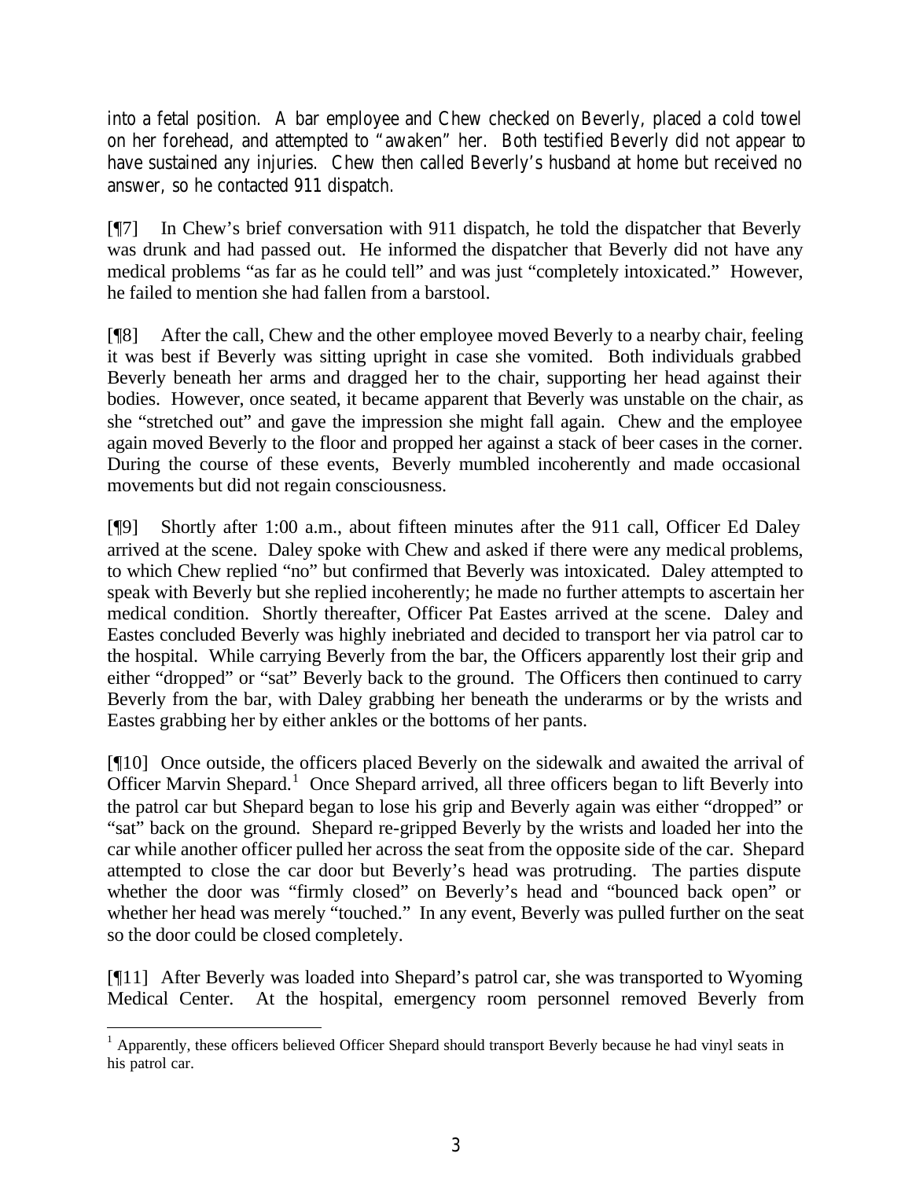into a fetal position. A bar employee and Chew checked on Beverly, placed a cold towel on her forehead, and attempted to "awaken" her. Both testified Beverly did not appear to have sustained any injuries. Chew then called Beverly's husband at home but received no answer, so he contacted 911 dispatch.

[¶7] In Chew's brief conversation with 911 dispatch, he told the dispatcher that Beverly was drunk and had passed out. He informed the dispatcher that Beverly did not have any medical problems "as far as he could tell" and was just "completely intoxicated." However, he failed to mention she had fallen from a barstool.

[¶8] After the call, Chew and the other employee moved Beverly to a nearby chair, feeling it was best if Beverly was sitting upright in case she vomited. Both individuals grabbed Beverly beneath her arms and dragged her to the chair, supporting her head against their bodies. However, once seated, it became apparent that Beverly was unstable on the chair, as she "stretched out" and gave the impression she might fall again. Chew and the employee again moved Beverly to the floor and propped her against a stack of beer cases in the corner. During the course of these events, Beverly mumbled incoherently and made occasional movements but did not regain consciousness.

[¶9] Shortly after 1:00 a.m., about fifteen minutes after the 911 call, Officer Ed Daley arrived at the scene. Daley spoke with Chew and asked if there were any medical problems, to which Chew replied "no" but confirmed that Beverly was intoxicated. Daley attempted to speak with Beverly but she replied incoherently; he made no further attempts to ascertain her medical condition. Shortly thereafter, Officer Pat Eastes arrived at the scene. Daley and Eastes concluded Beverly was highly inebriated and decided to transport her via patrol car to the hospital. While carrying Beverly from the bar, the Officers apparently lost their grip and either "dropped" or "sat" Beverly back to the ground. The Officers then continued to carry Beverly from the bar, with Daley grabbing her beneath the underarms or by the wrists and Eastes grabbing her by either ankles or the bottoms of her pants.

[¶10] Once outside, the officers placed Beverly on the sidewalk and awaited the arrival of Officer Marvin Shepard.[1] Once Shepard arrived, all three officers began to lift Beverly into the patrol car but Shepard began to lose his grip and Beverly again was either "dropped" or "sat" back on the ground. Shepard re-gripped Beverly by the wrists and loaded her into the car while another officer pulled her across the seat from the opposite side of the car. Shepard attempted to close the car door but Beverly's head was protruding. The parties dispute whether the door was "firmly closed" on Beverly's head and "bounced back open" or whether her head was merely "touched." In any event, Beverly was pulled further on the seat so the door could be closed completely.

[¶11] After Beverly was loaded into Shepard's patrol car, she was transported to Wyoming Medical Center. At the hospital, emergency room personnel removed Beverly from

[1] Apparently, these officers believed Officer Shepard should transport Beverly because he had vinyl seats in his patrol car.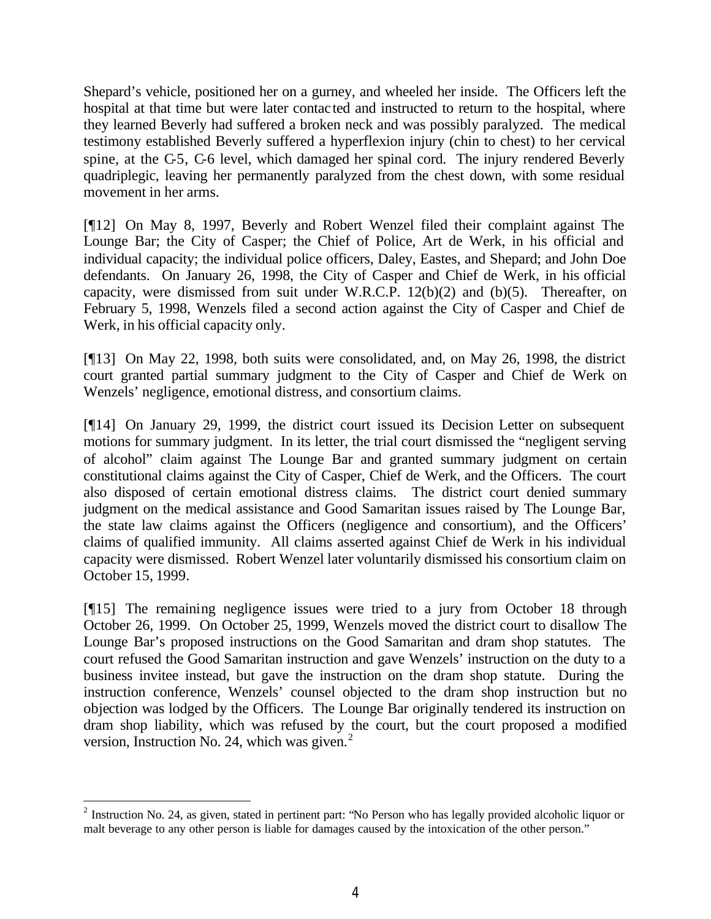Shepard's vehicle, positioned her on a gurney, and wheeled her inside. The Officers left the hospital at that time but were later contacted and instructed to return to the hospital, where they learned Beverly had suffered a broken neck and was possibly paralyzed. The medical testimony established Beverly suffered a hyperflexion injury (chin to chest) to her cervical spine, at the C-5, C-6 level, which damaged her spinal cord. The injury rendered Beverly quadriplegic, leaving her permanently paralyzed from the chest down, with some residual movement in her arms.

[¶12] On May 8, 1997, Beverly and Robert Wenzel filed their complaint against The Lounge Bar; the City of Casper; the Chief of Police, Art de Werk, in his official and individual capacity; the individual police officers, Daley, Eastes, and Shepard; and John Doe defendants. On January 26, 1998, the City of Casper and Chief de Werk, in his official capacity, were dismissed from suit under W.R.C.P. 12(b)(2) and (b)(5). Thereafter, on February 5, 1998, Wenzels filed a second action against the City of Casper and Chief de Werk, in his official capacity only.

[¶13] On May 22, 1998, both suits were consolidated, and, on May 26, 1998, the district court granted partial summary judgment to the City of Casper and Chief de Werk on Wenzels' negligence, emotional distress, and consortium claims.

[¶14] On January 29, 1999, the district court issued its Decision Letter on subsequent motions for summary judgment. In its letter, the trial court dismissed the "negligent serving of alcohol" claim against The Lounge Bar and granted summary judgment on certain constitutional claims against the City of Casper, Chief de Werk, and the Officers. The court also disposed of certain emotional distress claims. The district court denied summary judgment on the medical assistance and Good Samaritan issues raised by The Lounge Bar, the state law claims against the Officers (negligence and consortium), and the Officers' claims of qualified immunity. All claims asserted against Chief de Werk in his individual capacity were dismissed. Robert Wenzel later voluntarily dismissed his consortium claim on October 15, 1999.

[¶15] The remaining negligence issues were tried to a jury from October 18 through October 26, 1999. On October 25, 1999, Wenzels moved the district court to disallow The Lounge Bar's proposed instructions on the Good Samaritan and dram shop statutes. The court refused the Good Samaritan instruction and gave Wenzels' instruction on the duty to a business invitee instead, but gave the instruction on the dram shop statute. During the instruction conference, Wenzels' counsel objected to the dram shop instruction but no objection was lodged by the Officers. The Lounge Bar originally tendered its instruction on dram shop liability, which was refused by the court, but the court proposed a modified version, Instruction No. 24, which was given.[2]

[2] Instruction No. 24, as given, stated in pertinent part: "No Person who has legally provided alcoholic liquor or malt beverage to any other person is liable for damages caused by the intoxication of the other person."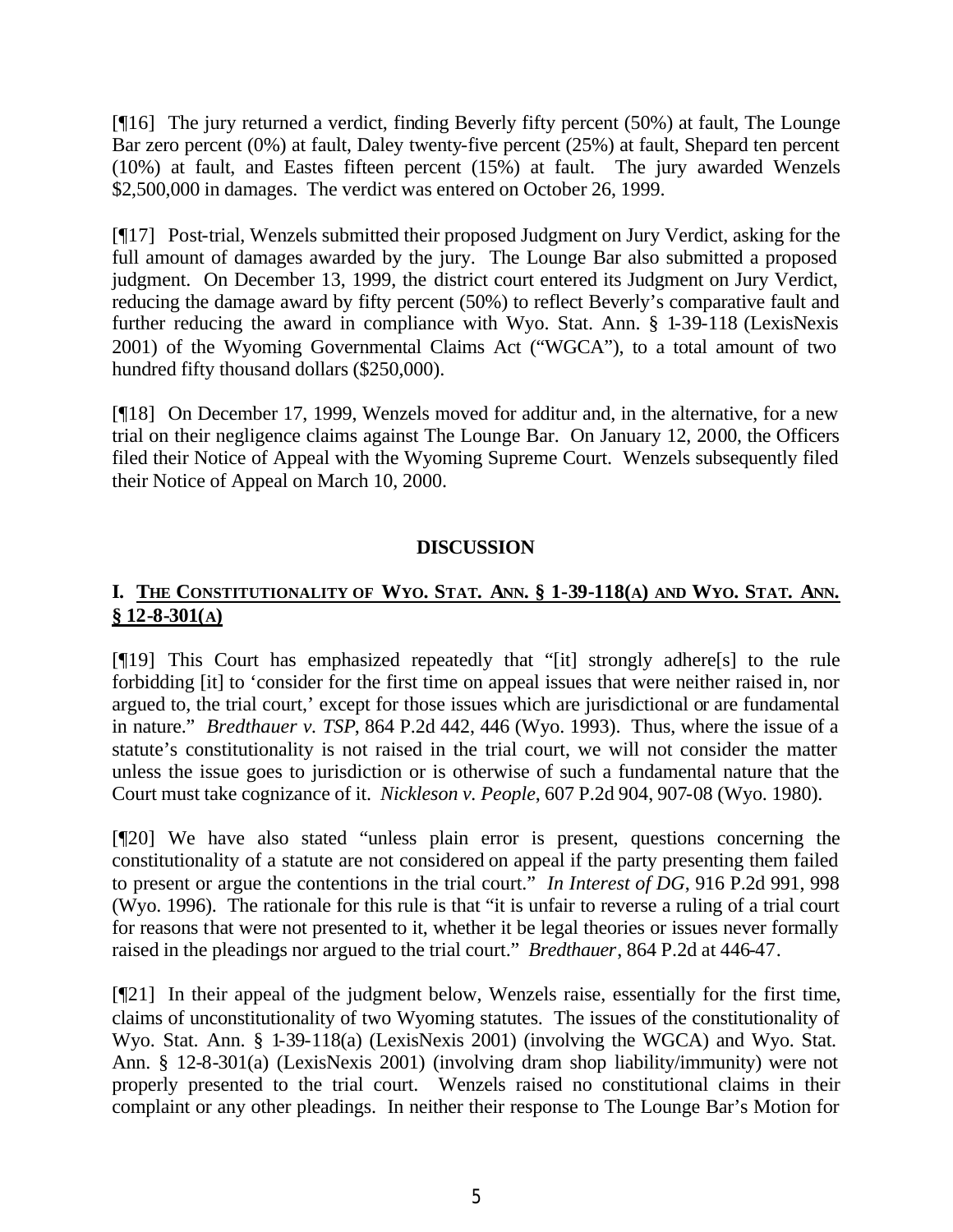[¶16] The jury returned a verdict, finding Beverly fifty percent (50%) at fault, The Lounge Bar zero percent (0%) at fault, Daley twenty-five percent (25%) at fault, Shepard ten percent (10%) at fault, and Eastes fifteen percent (15%) at fault. The jury awarded Wenzels $2,500,000 in damages. The verdict was entered on October 26, 1999.

[¶17] Post-trial, Wenzels submitted their proposed Judgment on Jury Verdict, asking for the full amount of damages awarded by the jury. The Lounge Bar also submitted a proposed judgment. On December 13, 1999, the district court entered its Judgment on Jury Verdict, reducing the damage award by fifty percent (50%) to reflect Beverly's comparative fault and further reducing the award in compliance with Wyo. Stat. Ann. § 1-39-118 (LexisNexis 2001) of the Wyoming Governmental Claims Act ("WGCA"), to a total amount of two hundred fifty thousand dollars ($250,000).

[¶18] On December 17, 1999, Wenzels moved for additur and, in the alternative, for a new trial on their negligence claims against The Lounge Bar. On January 12, 2000, the Officers filed their Notice of Appeal with the Wyoming Supreme Court. Wenzels subsequently filed their Notice of Appeal on March 10, 2000.

## DISCUSSION

### I. <u>THE CONSTITUTIONALITY OF WYO. STAT. ANN. § 1-39-118(A) AND WYO. STAT. ANN. § 12-8-301(A)</u>

[¶19] This Court has emphasized repeatedly that "[it] strongly adhere[s] to the rule forbidding [it] to 'consider for the first time on appeal issues that were neither raised in, nor argued to, the trial court,' except for those issues which are jurisdictional or are fundamental in nature." *Bredthauer v. TSP*, 864 P.2d 442, 446 (Wyo. 1993). Thus, where the issue of a statute's constitutionality is not raised in the trial court, we will not consider the matter unless the issue goes to jurisdiction or is otherwise of such a fundamental nature that the Court must take cognizance of it. *Nickleson v. People*, 607 P.2d 904, 907-08 (Wyo. 1980).

[¶20] We have also stated "unless plain error is present, questions concerning the constitutionality of a statute are not considered on appeal if the party presenting them failed to present or argue the contentions in the trial court." *In Interest of DG*, 916 P.2d 991, 998 (Wyo. 1996). The rationale for this rule is that "it is unfair to reverse a ruling of a trial court for reasons that were not presented to it, whether it be legal theories or issues never formally raised in the pleadings nor argued to the trial court." *Bredthauer*, 864 P.2d at 446-47.

[¶21] In their appeal of the judgment below, Wenzels raise, essentially for the first time, claims of unconstitutionality of two Wyoming statutes. The issues of the constitutionality of Wyo. Stat. Ann. § 1-39-118(a) (LexisNexis 2001) (involving the WGCA) and Wyo. Stat. Ann. § 12-8-301(a) (LexisNexis 2001) (involving dram shop liability/immunity) were not properly presented to the trial court. Wenzels raised no constitutional claims in their complaint or any other pleadings. In neither their response to The Lounge Bar's Motion for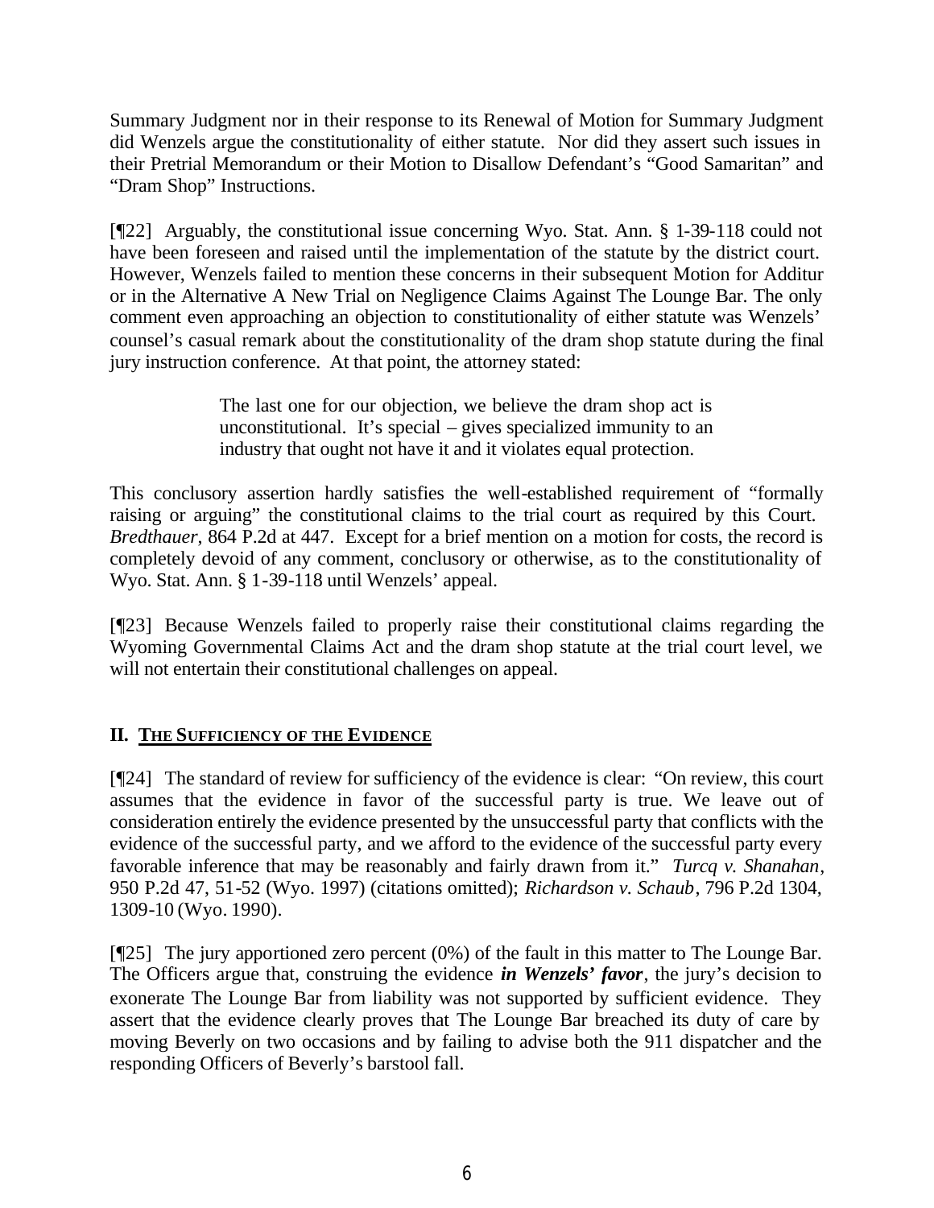Summary Judgment nor in their response to its Renewal of Motion for Summary Judgment did Wenzels argue the constitutionality of either statute. Nor did they assert such issues in their Pretrial Memorandum or their Motion to Disallow Defendant's "Good Samaritan" and "Dram Shop" Instructions.

[¶22] Arguably, the constitutional issue concerning Wyo. Stat. Ann. § 1-39-118 could not have been foreseen and raised until the implementation of the statute by the district court. However, Wenzels failed to mention these concerns in their subsequent Motion for Additur or in the Alternative A New Trial on Negligence Claims Against The Lounge Bar. The only comment even approaching an objection to constitutionality of either statute was Wenzels' counsel's casual remark about the constitutionality of the dram shop statute during the final jury instruction conference. At that point, the attorney stated:

> The last one for our objection, we believe the dram shop act is unconstitutional. It's special – gives specialized immunity to an industry that ought not have it and it violates equal protection.

This conclusory assertion hardly satisfies the well-established requirement of "formally raising or arguing" the constitutional claims to the trial court as required by this Court. *Bredthauer*, 864 P.2d at 447. Except for a brief mention on a motion for costs, the record is completely devoid of any comment, conclusory or otherwise, as to the constitutionality of Wyo. Stat. Ann. § 1-39-118 until Wenzels' appeal.

[¶23] Because Wenzels failed to properly raise their constitutional claims regarding the Wyoming Governmental Claims Act and the dram shop statute at the trial court level, we will not entertain their constitutional challenges on appeal.

## II. THE SUFFICIENCY OF THE EVIDENCE

[¶24] The standard of review for sufficiency of the evidence is clear: "On review, this court assumes that the evidence in favor of the successful party is true. We leave out of consideration entirely the evidence presented by the unsuccessful party that conflicts with the evidence of the successful party, and we afford to the evidence of the successful party every favorable inference that may be reasonably and fairly drawn from it." *Turcq v. Shanahan*, 950 P.2d 47, 51-52 (Wyo. 1997) (citations omitted); *Richardson v. Schaub*, 796 P.2d 1304, 1309-10 (Wyo. 1990).

[¶25] The jury apportioned zero percent (0%) of the fault in this matter to The Lounge Bar. The Officers argue that, construing the evidence ***in Wenzels' favor***, the jury's decision to exonerate The Lounge Bar from liability was not supported by sufficient evidence. They assert that the evidence clearly proves that The Lounge Bar breached its duty of care by moving Beverly on two occasions and by failing to advise both the 911 dispatcher and the responding Officers of Beverly's barstool fall.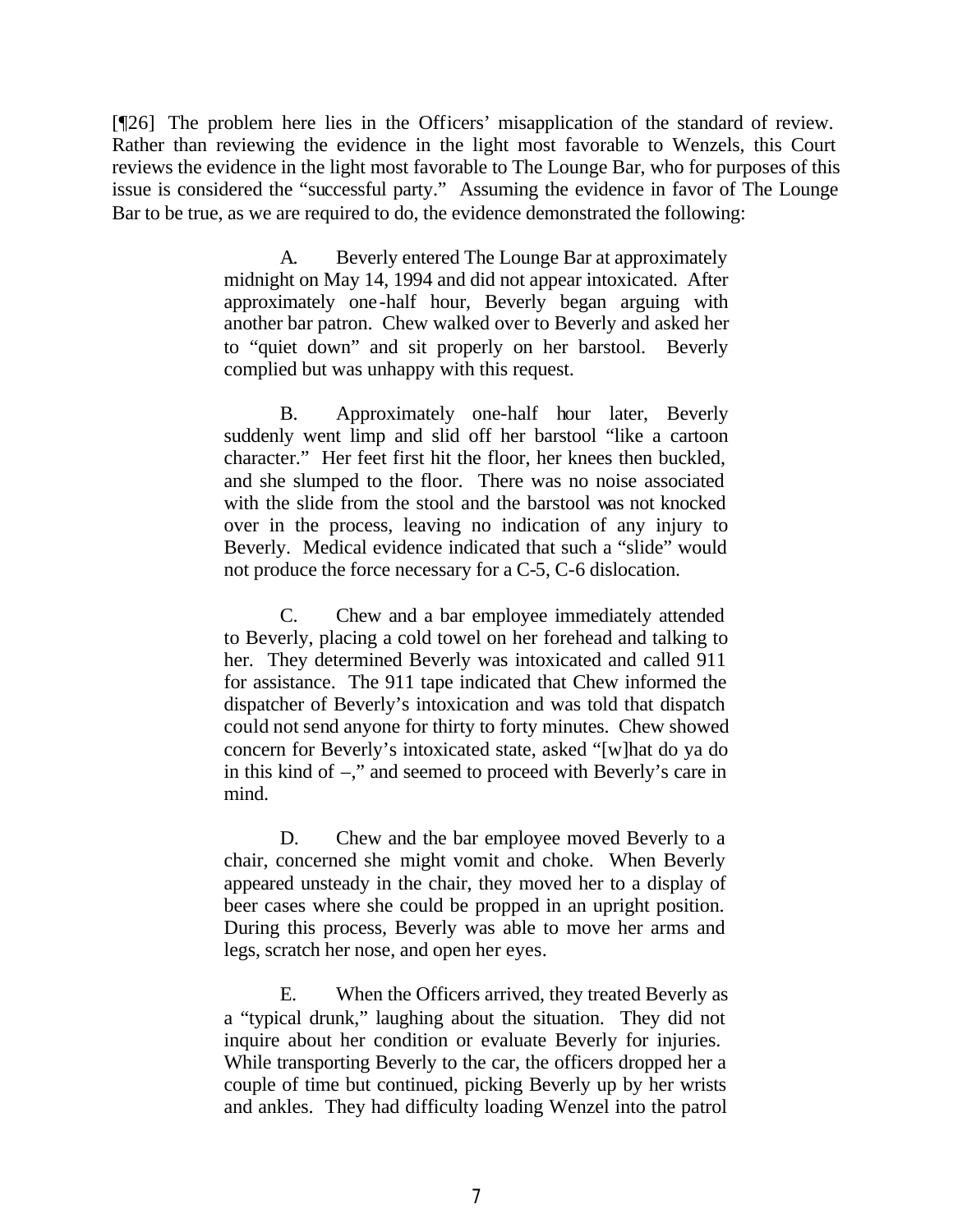[¶26] The problem here lies in the Officers' misapplication of the standard of review. Rather than reviewing the evidence in the light most favorable to Wenzels, this Court reviews the evidence in the light most favorable to The Lounge Bar, who for purposes of this issue is considered the "successful party." Assuming the evidence in favor of The Lounge Bar to be true, as we are required to do, the evidence demonstrated the following:

> A. Beverly entered The Lounge Bar at approximately midnight on May 14, 1994 and did not appear intoxicated. After approximately one-half hour, Beverly began arguing with another bar patron. Chew walked over to Beverly and asked her to "quiet down" and sit properly on her barstool. Beverly complied but was unhappy with this request.
>
> B. Approximately one-half hour later, Beverly suddenly went limp and slid off her barstool "like a cartoon character." Her feet first hit the floor, her knees then buckled, and she slumped to the floor. There was no noise associated with the slide from the stool and the barstool was not knocked over in the process, leaving no indication of any injury to Beverly. Medical evidence indicated that such a "slide" would not produce the force necessary for a C-5, C-6 dislocation.
>
> C. Chew and a bar employee immediately attended to Beverly, placing a cold towel on her forehead and talking to her. They determined Beverly was intoxicated and called 911 for assistance. The 911 tape indicated that Chew informed the dispatcher of Beverly's intoxication and was told that dispatch could not send anyone for thirty to forty minutes. Chew showed concern for Beverly's intoxicated state, asked "[w]hat do ya do in this kind of –," and seemed to proceed with Beverly's care in mind.
>
> D. Chew and the bar employee moved Beverly to a chair, concerned she might vomit and choke. When Beverly appeared unsteady in the chair, they moved her to a display of beer cases where she could be propped in an upright position. During this process, Beverly was able to move her arms and legs, scratch her nose, and open her eyes.
>
> E. When the Officers arrived, they treated Beverly as a "typical drunk," laughing about the situation. They did not inquire about her condition or evaluate Beverly for injuries. While transporting Beverly to the car, the officers dropped her a couple of time but continued, picking Beverly up by her wrists and ankles. They had difficulty loading Wenzel into the patrol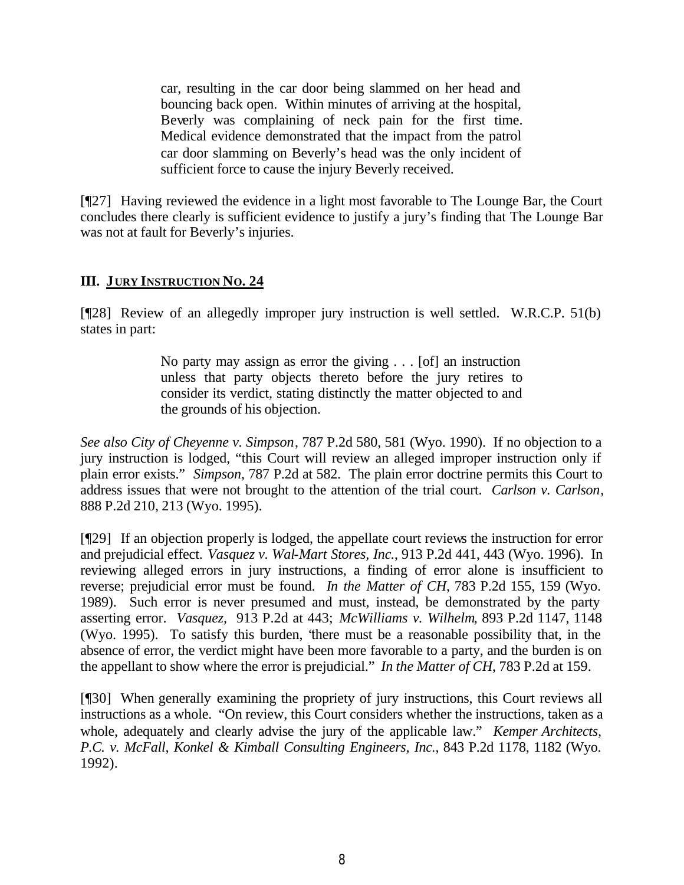> car, resulting in the car door being slammed on her head and bouncing back open. Within minutes of arriving at the hospital, Beverly was complaining of neck pain for the first time. Medical evidence demonstrated that the impact from the patrol car door slamming on Beverly's head was the only incident of sufficient force to cause the injury Beverly received.

[¶27] Having reviewed the evidence in a light most favorable to The Lounge Bar, the Court concludes there clearly is sufficient evidence to justify a jury's finding that The Lounge Bar was not at fault for Beverly's injuries.

### III. <u>JURY INSTRUCTION NO. 24</u>

[¶28] Review of an allegedly improper jury instruction is well settled. W.R.C.P. 51(b) states in part:

> No party may assign as error the giving . . . [of] an instruction unless that party objects thereto before the jury retires to consider its verdict, stating distinctly the matter objected to and the grounds of his objection.

*See also City of Cheyenne v. Simpson*, 787 P.2d 580, 581 (Wyo. 1990). If no objection to a jury instruction is lodged, "this Court will review an alleged improper instruction only if plain error exists." *Simpson*, 787 P.2d at 582. The plain error doctrine permits this Court to address issues that were not brought to the attention of the trial court. *Carlson v. Carlson*, 888 P.2d 210, 213 (Wyo. 1995).

[¶29] If an objection properly is lodged, the appellate court reviews the instruction for error and prejudicial effect. *Vasquez v. Wal-Mart Stores, Inc.*, 913 P.2d 441, 443 (Wyo. 1996). In reviewing alleged errors in jury instructions, a finding of error alone is insufficient to reverse; prejudicial error must be found. *In the Matter of CH*, 783 P.2d 155, 159 (Wyo. 1989). Such error is never presumed and must, instead, be demonstrated by the party asserting error. *Vasquez,* 913 P.2d at 443; *McWilliams v. Wilhelm*, 893 P.2d 1147, 1148 (Wyo. 1995). To satisfy this burden, "there must be a reasonable possibility that, in the absence of error, the verdict might have been more favorable to a party, and the burden is on the appellant to show where the error is prejudicial." *In the Matter of CH*, 783 P.2d at 159.

[¶30] When generally examining the propriety of jury instructions, this Court reviews all instructions as a whole. "On review, this Court considers whether the instructions, taken as a whole, adequately and clearly advise the jury of the applicable law." *Kemper Architects, P.C. v. McFall, Konkel & Kimball Consulting Engineers, Inc.*, 843 P.2d 1178, 1182 (Wyo. 1992).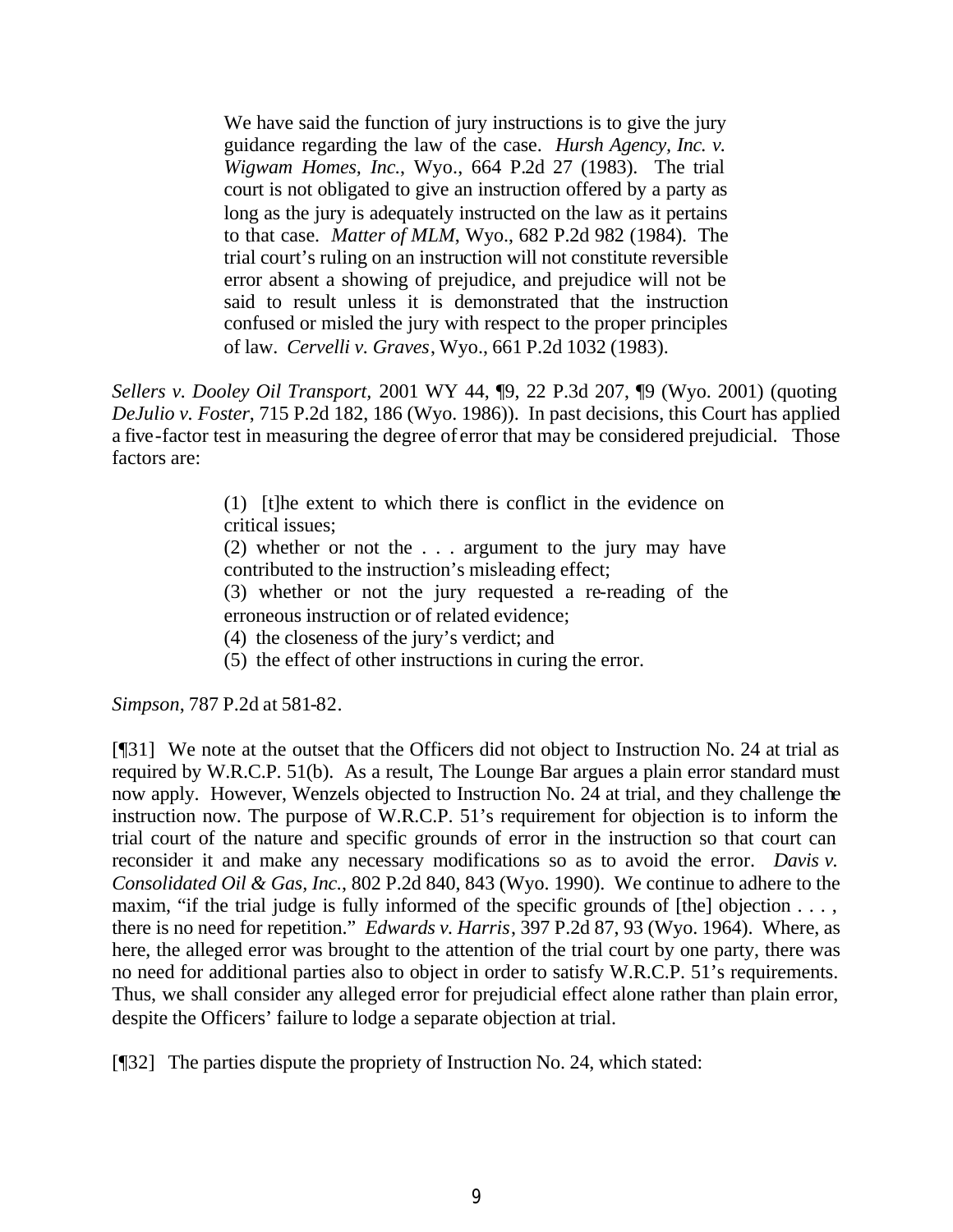> We have said the function of jury instructions is to give the jury guidance regarding the law of the case. *Hursh Agency, Inc. v. Wigwam Homes, Inc.*, Wyo., 664 P.2d 27 (1983). The trial court is not obligated to give an instruction offered by a party as long as the jury is adequately instructed on the law as it pertains to that case. *Matter of MLM*, Wyo., 682 P.2d 982 (1984). The trial court's ruling on an instruction will not constitute reversible error absent a showing of prejudice, and prejudice will not be said to result unless it is demonstrated that the instruction confused or misled the jury with respect to the proper principles of law. *Cervelli v. Graves*, Wyo., 661 P.2d 1032 (1983).

*Sellers v. Dooley Oil Transport*, 2001 WY 44, ¶9, 22 P.3d 207, ¶9 (Wyo. 2001) (quoting *DeJulio v. Foster*, 715 P.2d 182, 186 (Wyo. 1986)). In past decisions, this Court has applied a five-factor test in measuring the degree of error that may be considered prejudicial. Those factors are:

> (1) [t]he extent to which there is conflict in the evidence on critical issues;
> (2) whether or not the . . . argument to the jury may have contributed to the instruction's misleading effect;
> (3) whether or not the jury requested a re-reading of the erroneous instruction or of related evidence;
> (4) the closeness of the jury's verdict; and
> (5) the effect of other instructions in curing the error.

*Simpson*, 787 P.2d at 581-82.

[¶31] We note at the outset that the Officers did not object to Instruction No. 24 at trial as required by W.R.C.P. 51(b). As a result, The Lounge Bar argues a plain error standard must now apply. However, Wenzels objected to Instruction No. 24 at trial, and they challenge the instruction now. The purpose of W.R.C.P. 51's requirement for objection is to inform the trial court of the nature and specific grounds of error in the instruction so that court can reconsider it and make any necessary modifications so as to avoid the error. *Davis v. Consolidated Oil & Gas, Inc.*, 802 P.2d 840, 843 (Wyo. 1990). We continue to adhere to the maxim, "if the trial judge is fully informed of the specific grounds of [the] objection . . . , there is no need for repetition." *Edwards v. Harris*, 397 P.2d 87, 93 (Wyo. 1964). Where, as here, the alleged error was brought to the attention of the trial court by one party, there was no need for additional parties also to object in order to satisfy W.R.C.P. 51's requirements. Thus, we shall consider any alleged error for prejudicial effect alone rather than plain error, despite the Officers' failure to lodge a separate objection at trial.

[¶32] The parties dispute the propriety of Instruction No. 24, which stated: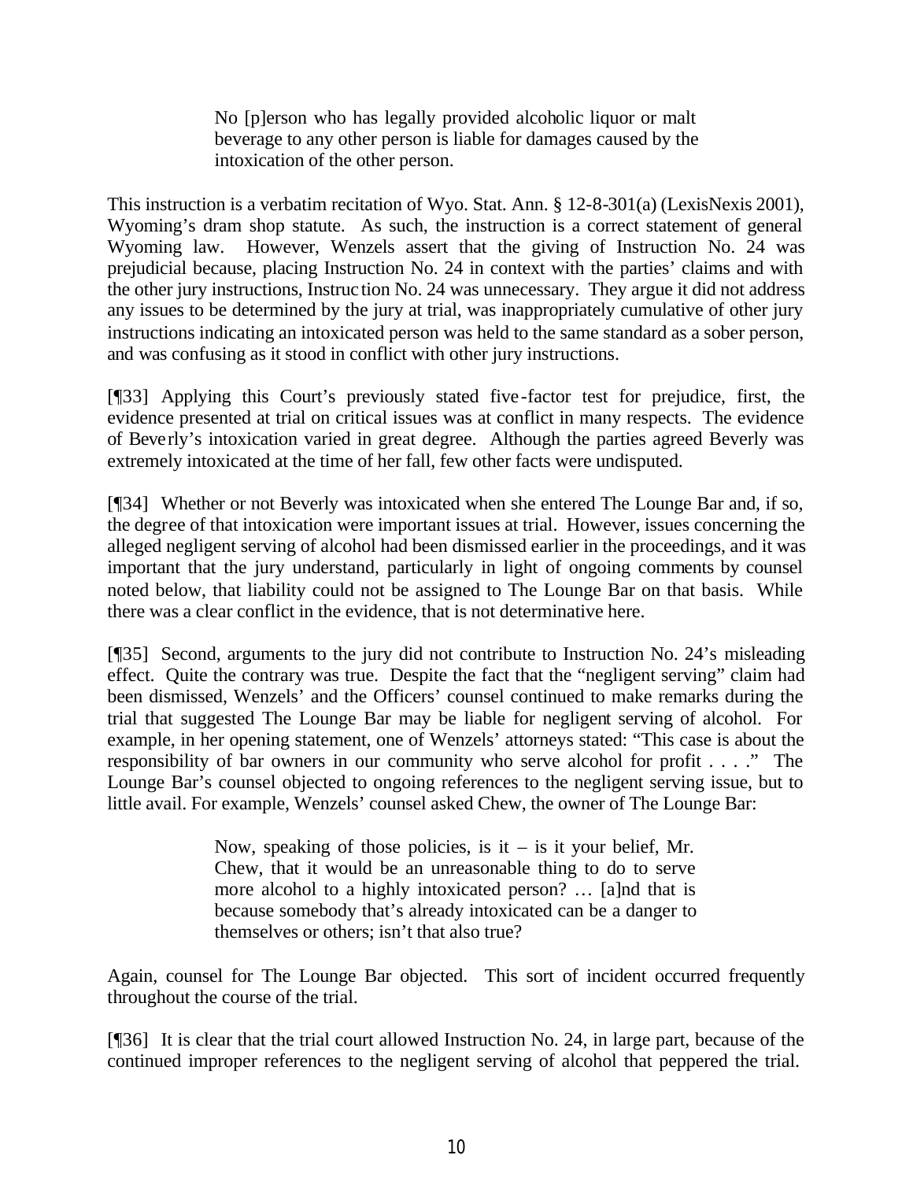> No [p]erson who has legally provided alcoholic liquor or malt beverage to any other person is liable for damages caused by the intoxication of the other person.

This instruction is a verbatim recitation of Wyo. Stat. Ann. § 12-8-301(a) (LexisNexis 2001), Wyoming's dram shop statute. As such, the instruction is a correct statement of general Wyoming law. However, Wenzels assert that the giving of Instruction No. 24 was prejudicial because, placing Instruction No. 24 in context with the parties' claims and with the other jury instructions, Instruction No. 24 was unnecessary. They argue it did not address any issues to be determined by the jury at trial, was inappropriately cumulative of other jury instructions indicating an intoxicated person was held to the same standard as a sober person, and was confusing as it stood in conflict with other jury instructions.

[¶33] Applying this Court's previously stated five-factor test for prejudice, first, the evidence presented at trial on critical issues was at conflict in many respects. The evidence of Beverly's intoxication varied in great degree. Although the parties agreed Beverly was extremely intoxicated at the time of her fall, few other facts were undisputed.

[¶34] Whether or not Beverly was intoxicated when she entered The Lounge Bar and, if so, the degree of that intoxication were important issues at trial. However, issues concerning the alleged negligent serving of alcohol had been dismissed earlier in the proceedings, and it was important that the jury understand, particularly in light of ongoing comments by counsel noted below, that liability could not be assigned to The Lounge Bar on that basis. While there was a clear conflict in the evidence, that is not determinative here.

[¶35] Second, arguments to the jury did not contribute to Instruction No. 24's misleading effect. Quite the contrary was true. Despite the fact that the "negligent serving" claim had been dismissed, Wenzels' and the Officers' counsel continued to make remarks during the trial that suggested The Lounge Bar may be liable for negligent serving of alcohol. For example, in her opening statement, one of Wenzels' attorneys stated: "This case is about the responsibility of bar owners in our community who serve alcohol for profit . . . ." The Lounge Bar's counsel objected to ongoing references to the negligent serving issue, but to little avail. For example, Wenzels' counsel asked Chew, the owner of The Lounge Bar:

> Now, speaking of those policies, is it – is it your belief, Mr. Chew, that it would be an unreasonable thing to do to serve more alcohol to a highly intoxicated person? … [a]nd that is because somebody that's already intoxicated can be a danger to themselves or others; isn't that also true?

Again, counsel for The Lounge Bar objected. This sort of incident occurred frequently throughout the course of the trial.

[¶36] It is clear that the trial court allowed Instruction No. 24, in large part, because of the continued improper references to the negligent serving of alcohol that peppered the trial.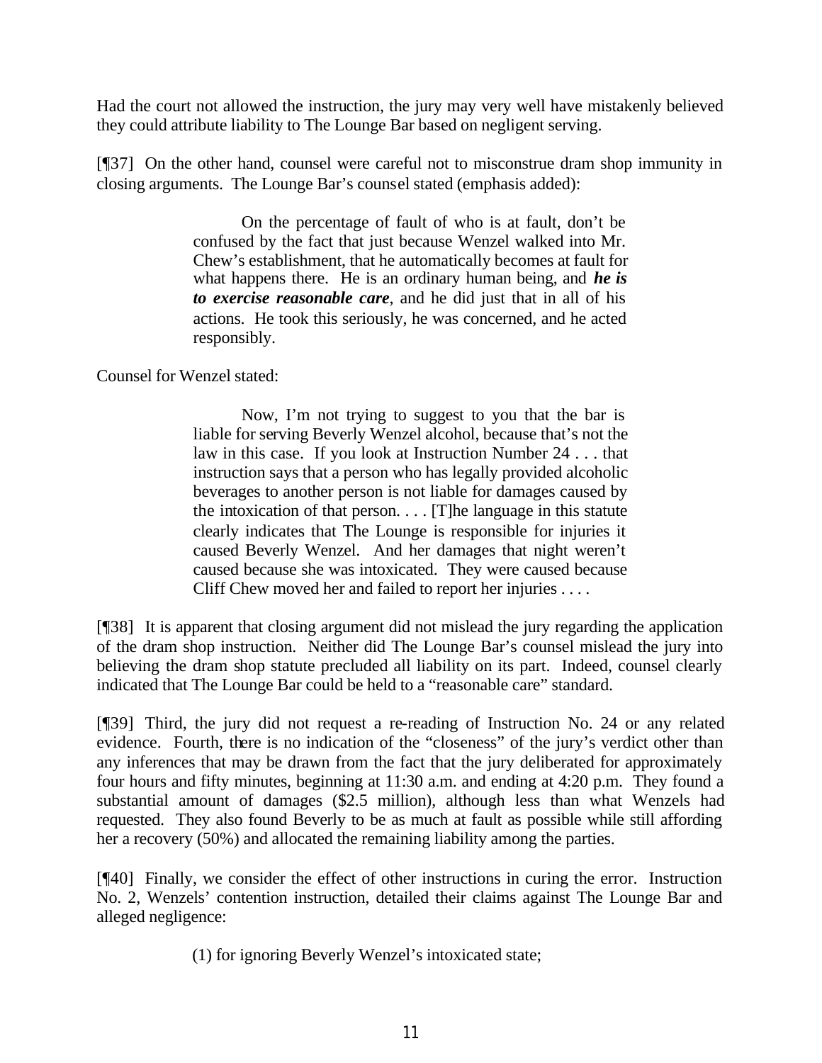Had the court not allowed the instruction, the jury may very well have mistakenly believed they could attribute liability to The Lounge Bar based on negligent serving.

[¶37] On the other hand, counsel were careful not to misconstrue dram shop immunity in closing arguments. The Lounge Bar's counsel stated (emphasis added):

> On the percentage of fault of who is at fault, don't be confused by the fact that just because Wenzel walked into Mr. Chew's establishment, that he automatically becomes at fault for what happens there. He is an ordinary human being, and ***he is to exercise reasonable care***, and he did just that in all of his actions. He took this seriously, he was concerned, and he acted responsibly.

Counsel for Wenzel stated:

> Now, I'm not trying to suggest to you that the bar is liable for serving Beverly Wenzel alcohol, because that's not the law in this case. If you look at Instruction Number 24 . . . that instruction says that a person who has legally provided alcoholic beverages to another person is not liable for damages caused by the intoxication of that person. . . . [T]he language in this statute clearly indicates that The Lounge is responsible for injuries it caused Beverly Wenzel. And her damages that night weren't caused because she was intoxicated. They were caused because Cliff Chew moved her and failed to report her injuries . . . .

[¶38] It is apparent that closing argument did not mislead the jury regarding the application of the dram shop instruction. Neither did The Lounge Bar's counsel mislead the jury into believing the dram shop statute precluded all liability on its part. Indeed, counsel clearly indicated that The Lounge Bar could be held to a "reasonable care" standard.

[¶39] Third, the jury did not request a re-reading of Instruction No. 24 or any related evidence. Fourth, there is no indication of the "closeness" of the jury's verdict other than any inferences that may be drawn from the fact that the jury deliberated for approximately four hours and fifty minutes, beginning at 11:30 a.m. and ending at 4:20 p.m. They found a substantial amount of damages ($2.5 million), although less than what Wenzels had requested. They also found Beverly to be as much at fault as possible while still affording her a recovery (50%) and allocated the remaining liability among the parties.

[¶40] Finally, we consider the effect of other instructions in curing the error. Instruction No. 2, Wenzels' contention instruction, detailed their claims against The Lounge Bar and alleged negligence:

> (1) for ignoring Beverly Wenzel's intoxicated state;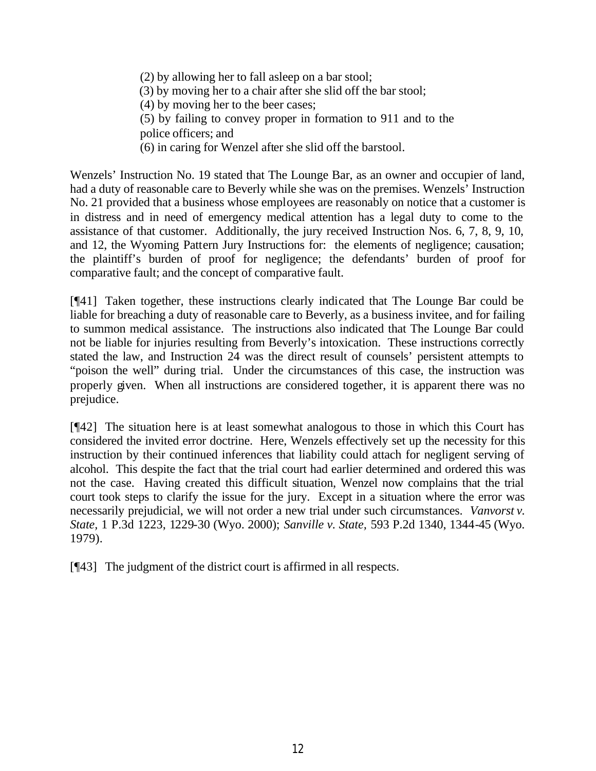(2) by allowing her to fall asleep on a bar stool;
(3) by moving her to a chair after she slid off the bar stool;
(4) by moving her to the beer cases;
(5) by failing to convey proper in formation to 911 and to the police officers; and
(6) in caring for Wenzel after she slid off the barstool.

Wenzels' Instruction No. 19 stated that The Lounge Bar, as an owner and occupier of land, had a duty of reasonable care to Beverly while she was on the premises. Wenzels' Instruction No. 21 provided that a business whose employees are reasonably on notice that a customer is in distress and in need of emergency medical attention has a legal duty to come to the assistance of that customer. Additionally, the jury received Instruction Nos. 6, 7, 8, 9, 10, and 12, the Wyoming Pattern Jury Instructions for: the elements of negligence; causation; the plaintiff's burden of proof for negligence; the defendants' burden of proof for comparative fault; and the concept of comparative fault.

[¶41] Taken together, these instructions clearly indicated that The Lounge Bar could be liable for breaching a duty of reasonable care to Beverly, as a business invitee, and for failing to summon medical assistance. The instructions also indicated that The Lounge Bar could not be liable for injuries resulting from Beverly's intoxication. These instructions correctly stated the law, and Instruction 24 was the direct result of counsels' persistent attempts to "poison the well" during trial. Under the circumstances of this case, the instruction was properly given. When all instructions are considered together, it is apparent there was no prejudice.

[¶42] The situation here is at least somewhat analogous to those in which this Court has considered the invited error doctrine. Here, Wenzels effectively set up the necessity for this instruction by their continued inferences that liability could attach for negligent serving of alcohol. This despite the fact that the trial court had earlier determined and ordered this was not the case. Having created this difficult situation, Wenzel now complains that the trial court took steps to clarify the issue for the jury. Except in a situation where the error was necessarily prejudicial, we will not order a new trial under such circumstances. *Vanvorst v. State*, 1 P.3d 1223, 1229-30 (Wyo. 2000); *Sanville v. State,* 593 P.2d 1340, 1344-45 (Wyo. 1979).

[¶43] The judgment of the district court is affirmed in all respects.